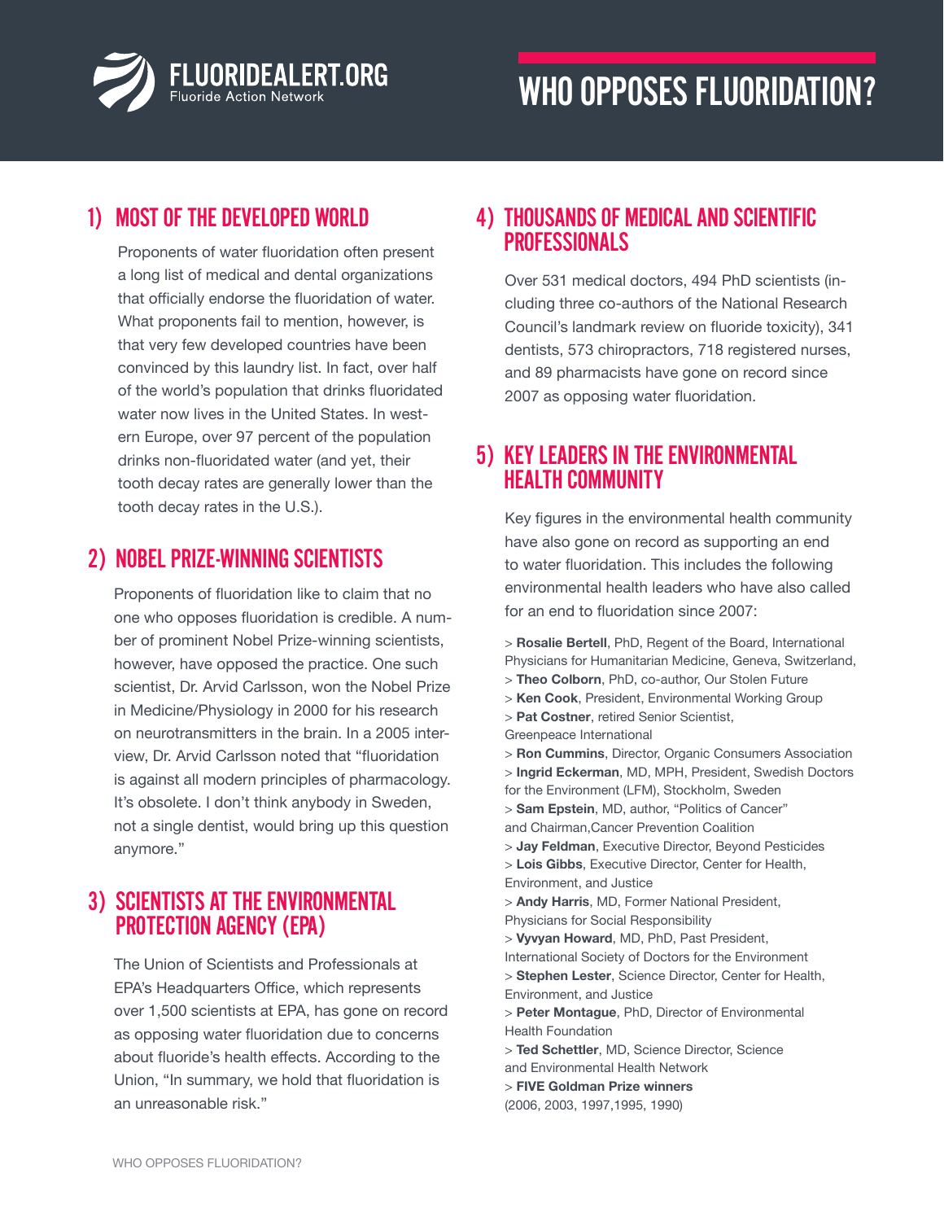FLUORIDEALERT.ORG
Fluoride Action Network

# WHO OPPOSES FLUORIDATION?

## 1) MOST OF THE DEVELOPED WORLD

Proponents of water fluoridation often present a long list of medical and dental organizations that officially endorse the fluoridation of water. What proponents fail to mention, however, is that very few developed countries have been convinced by this laundry list. In fact, over half of the world's population that drinks fluoridated water now lives in the United States. In western Europe, over 97 percent of the population drinks non-fluoridated water (and yet, their tooth decay rates are generally lower than the tooth decay rates in the U.S.).

## 2) NOBEL PRIZE-WINNING SCIENTISTS

Proponents of fluoridation like to claim that no one who opposes fluoridation is credible. A number of prominent Nobel Prize-winning scientists, however, have opposed the practice. One such scientist, Dr. Arvid Carlsson, won the Nobel Prize in Medicine/Physiology in 2000 for his research on neurotransmitters in the brain. In a 2005 interview, Dr. Arvid Carlsson noted that "fluoridation is against all modern principles of pharmacology. It's obsolete. I don't think anybody in Sweden, not a single dentist, would bring up this question anymore."

## 3) SCIENTISTS AT THE ENVIRONMENTAL PROTECTION AGENCY (EPA)

The Union of Scientists and Professionals at EPA's Headquarters Office, which represents over 1,500 scientists at EPA, has gone on record as opposing water fluoridation due to concerns about fluoride's health effects. According to the Union, "In summary, we hold that fluoridation is an unreasonable risk."

## 4) THOUSANDS OF MEDICAL AND SCIENTIFIC PROFESSIONALS

Over 531 medical doctors, 494 PhD scientists (including three co-authors of the National Research Council's landmark review on fluoride toxicity), 341 dentists, 573 chiropractors, 718 registered nurses, and 89 pharmacists have gone on record since 2007 as opposing water fluoridation.

## 5) KEY LEADERS IN THE ENVIRONMENTAL HEALTH COMMUNITY

Key figures in the environmental health community have also gone on record as supporting an end to water fluoridation. This includes the following environmental health leaders who have also called for an end to fluoridation since 2007:

> **Rosalie Bertell**, PhD, Regent of the Board, International Physicians for Humanitarian Medicine, Geneva, Switzerland,
> **Theo Colborn**, PhD, co-author, Our Stolen Future
> **Ken Cook**, President, Environmental Working Group
> **Pat Costner**, retired Senior Scientist, Greenpeace International
> **Ron Cummins**, Director, Organic Consumers Association
> **Ingrid Eckerman**, MD, MPH, President, Swedish Doctors for the Environment (LFM), Stockholm, Sweden
> **Sam Epstein**, MD, author, "Politics of Cancer" and Chairman,Cancer Prevention Coalition
> **Jay Feldman**, Executive Director, Beyond Pesticides
> **Lois Gibbs**, Executive Director, Center for Health, Environment, and Justice
> **Andy Harris**, MD, Former National President, Physicians for Social Responsibility
> **Vyvyan Howard**, MD, PhD, Past President, International Society of Doctors for the Environment
> **Stephen Lester**, Science Director, Center for Health, Environment, and Justice
> **Peter Montague**, PhD, Director of Environmental Health Foundation
> **Ted Schettler**, MD, Science Director, Science and Environmental Health Network
> **FIVE Goldman Prize winners** (2006, 2003, 1997,1995, 1990)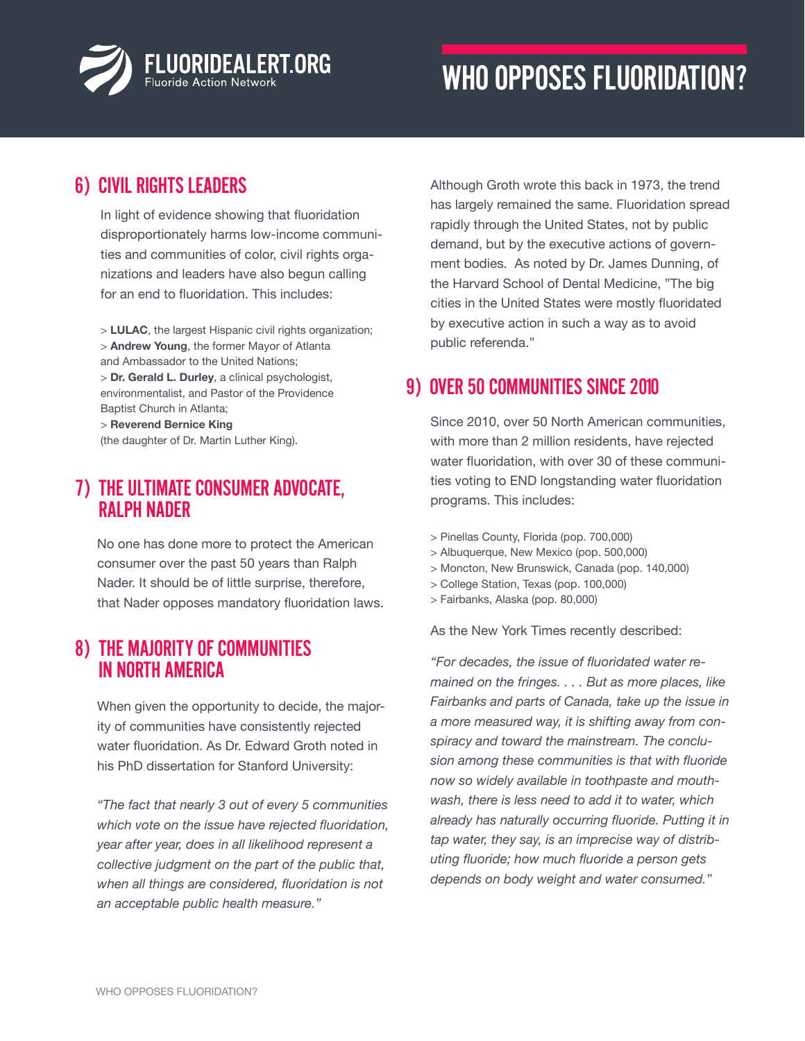# WHO OPPOSES FLUORIDATION?

## 6) CIVIL RIGHTS LEADERS

In light of evidence showing that fluoridation disproportionately harms low-income communities and communities of color, civil rights organizations and leaders have also begun calling for an end to fluoridation. This includes:

> **LULAC**, the largest Hispanic civil rights organization;
> **Andrew Young**, the former Mayor of Atlanta and Ambassador to the United Nations;
> **Dr. Gerald L. Durley**, a clinical psychologist, environmentalist, and Pastor of the Providence Baptist Church in Atlanta;
> **Reverend Bernice King** (the daughter of Dr. Martin Luther King).

## 7) THE ULTIMATE CONSUMER ADVOCATE, RALPH NADER

No one has done more to protect the American consumer over the past 50 years than Ralph Nader. It should be of little surprise, therefore, that Nader opposes mandatory fluoridation laws.

## 8) THE MAJORITY OF COMMUNITIES IN NORTH AMERICA

When given the opportunity to decide, the majority of communities have consistently rejected water fluoridation. As Dr. Edward Groth noted in his PhD dissertation for Stanford University:

*"The fact that nearly 3 out of every 5 communities which vote on the issue have rejected fluoridation, year after year, does in all likelihood represent a collective judgment on the part of the public that, when all things are considered, fluoridation is not an acceptable public health measure."*

Although Groth wrote this back in 1973, the trend has largely remained the same. Fluoridation spread rapidly through the United States, not by public demand, but by the executive actions of government bodies. As noted by Dr. James Dunning, of the Harvard School of Dental Medicine, "The big cities in the United States were mostly fluoridated by executive action in such a way as to avoid public referenda."

## 9) OVER 50 COMMUNITIES SINCE 2010

Since 2010, over 50 North American communities, with more than 2 million residents, have rejected water fluoridation, with over 30 of these communities voting to END longstanding water fluoridation programs. This includes:

> Pinellas County, Florida (pop. 700,000)
> Albuquerque, New Mexico (pop. 500,000)
> Moncton, New Brunswick, Canada (pop. 140,000)
> College Station, Texas (pop. 100,000)
> Fairbanks, Alaska (pop. 80,000)

As the New York Times recently described:

*"For decades, the issue of fluoridated water remained on the fringes. . . . But as more places, like Fairbanks and parts of Canada, take up the issue in a more measured way, it is shifting away from conspiracy and toward the mainstream. The conclusion among these communities is that with fluoride now so widely available in toothpaste and mouthwash, there is less need to add it to water, which already has naturally occurring fluoride. Putting it in tap water, they say, is an imprecise way of distributing fluoride; how much fluoride a person gets depends on body weight and water consumed."*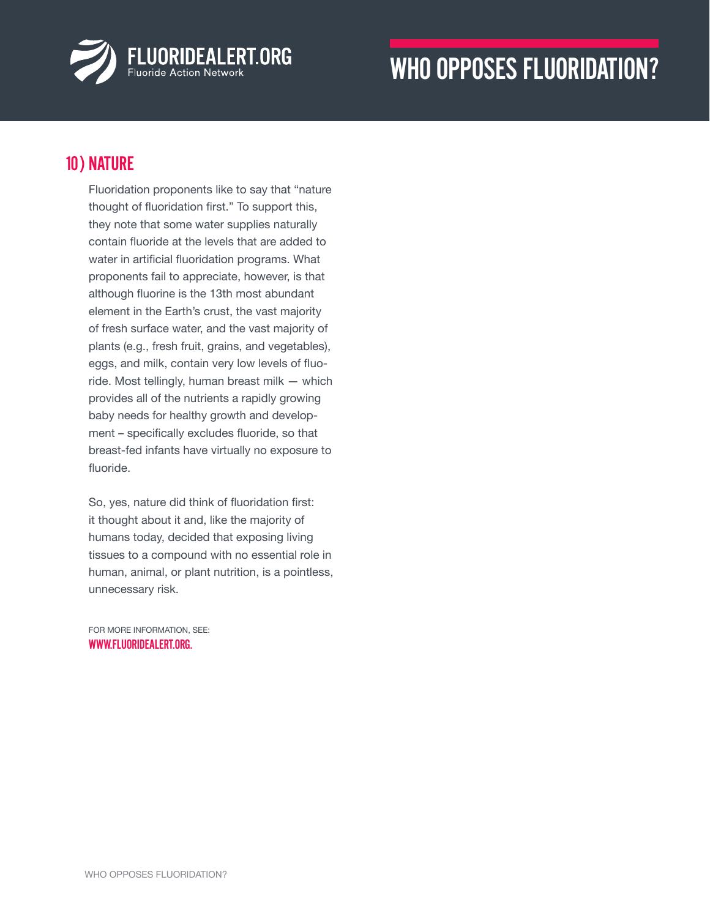## 10) NATURE

Fluoridation proponents like to say that "nature thought of fluoridation first." To support this, they note that some water supplies naturally contain fluoride at the levels that are added to water in artificial fluoridation programs. What proponents fail to appreciate, however, is that although fluorine is the 13th most abundant element in the Earth's crust, the vast majority of fresh surface water, and the vast majority of plants (e.g., fresh fruit, grains, and vegetables), eggs, and milk, contain very low levels of fluoride. Most tellingly, human breast milk — which provides all of the nutrients a rapidly growing baby needs for healthy growth and development – specifically excludes fluoride, so that breast-fed infants have virtually no exposure to fluoride.

So, yes, nature did think of fluoridation first: it thought about it and, like the majority of humans today, decided that exposing living tissues to a compound with no essential role in human, animal, or plant nutrition, is a pointless, unnecessary risk.

FOR MORE INFORMATION, SEE:
**WWW.FLUORIDEALERT.ORG.**